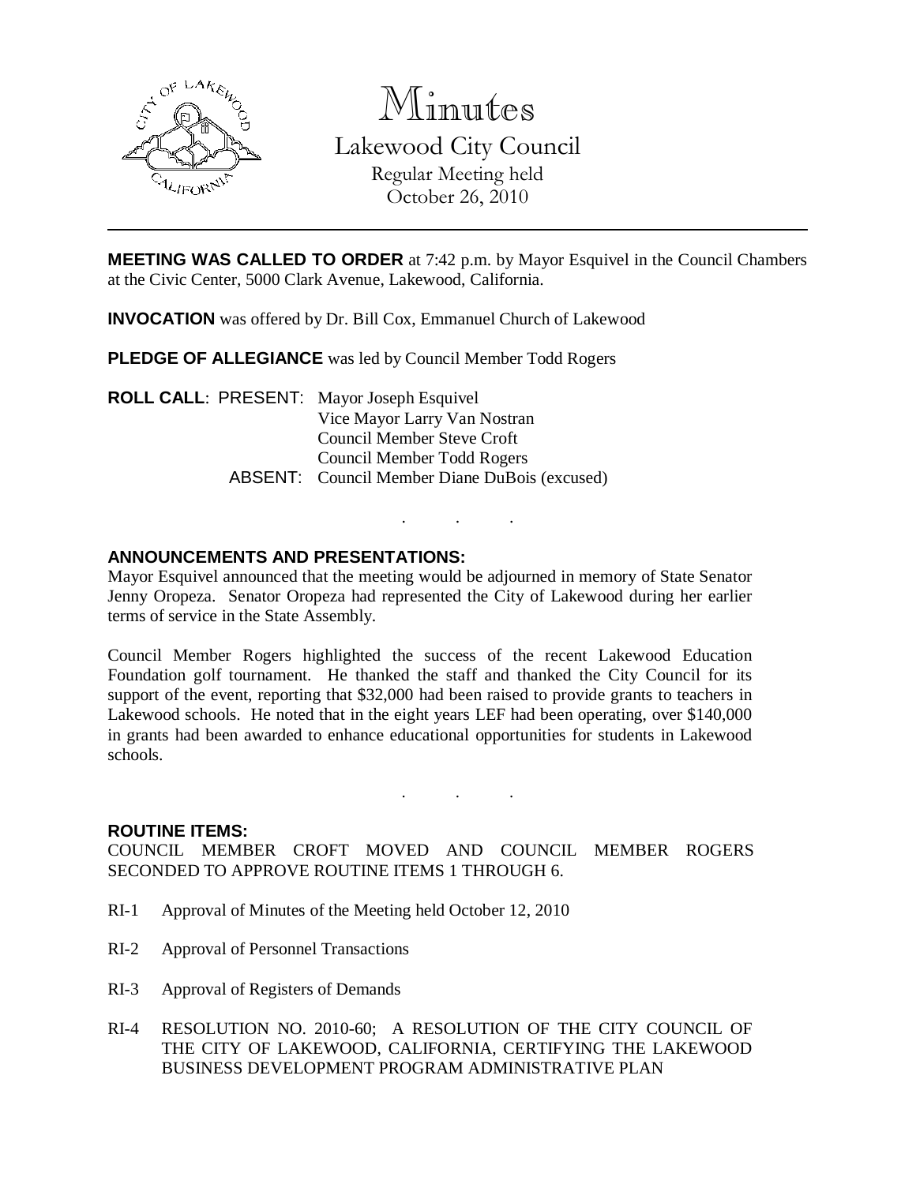# Minutes

Lakewood City Council
Regular Meeting held
October 26, 2010

---

**MEETING WAS CALLED TO ORDER** at 7:42 p.m. by Mayor Esquivel in the Council Chambers at the Civic Center, 5000 Clark Avenue, Lakewood, California.

**INVOCATION** was offered by Dr. Bill Cox, Emmanuel Church of Lakewood

**PLEDGE OF ALLEGIANCE** was led by Council Member Todd Rogers

**ROLL CALL**: PRESENT: Mayor Joseph Esquivel
Vice Mayor Larry Van Nostran
Council Member Steve Croft
Council Member Todd Rogers
ABSENT: Council Member Diane DuBois (excused)

. . .

**ANNOUNCEMENTS AND PRESENTATIONS:**

Mayor Esquivel announced that the meeting would be adjourned in memory of State Senator Jenny Oropeza. Senator Oropeza had represented the City of Lakewood during her earlier terms of service in the State Assembly.

Council Member Rogers highlighted the success of the recent Lakewood Education Foundation golf tournament. He thanked the staff and thanked the City Council for its support of the event, reporting that $32,000 had been raised to provide grants to teachers in Lakewood schools. He noted that in the eight years LEF had been operating, over $140,000 in grants had been awarded to enhance educational opportunities for students in Lakewood schools.

. . .

**ROUTINE ITEMS:**

COUNCIL MEMBER CROFT MOVED AND COUNCIL MEMBER ROGERS SECONDED TO APPROVE ROUTINE ITEMS 1 THROUGH 6.

RI-1 Approval of Minutes of the Meeting held October 12, 2010

RI-2 Approval of Personnel Transactions

RI-3 Approval of Registers of Demands

RI-4 RESOLUTION NO. 2010-60; A RESOLUTION OF THE CITY COUNCIL OF THE CITY OF LAKEWOOD, CALIFORNIA, CERTIFYING THE LAKEWOOD BUSINESS DEVELOPMENT PROGRAM ADMINISTRATIVE PLAN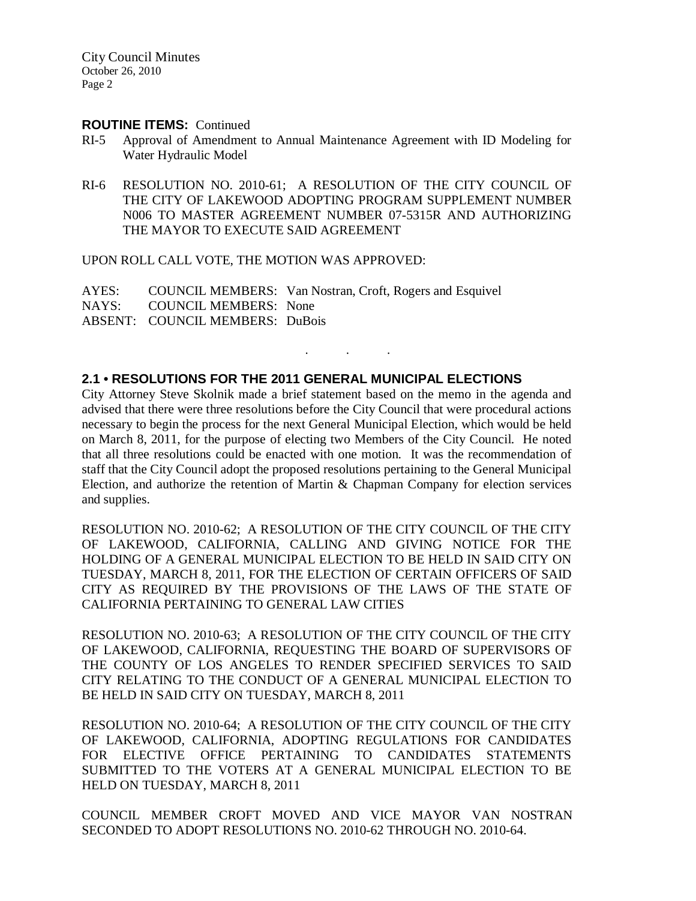**ROUTINE ITEMS:** Continued

RI-5 Approval of Amendment to Annual Maintenance Agreement with ID Modeling for Water Hydraulic Model

RI-6 RESOLUTION NO. 2010-61; A RESOLUTION OF THE CITY COUNCIL OF THE CITY OF LAKEWOOD ADOPTING PROGRAM SUPPLEMENT NUMBER N006 TO MASTER AGREEMENT NUMBER 07-5315R AND AUTHORIZING THE MAYOR TO EXECUTE SAID AGREEMENT

UPON ROLL CALL VOTE, THE MOTION WAS APPROVED:

AYES: COUNCIL MEMBERS: Van Nostran, Croft, Rogers and Esquivel
NAYS: COUNCIL MEMBERS: None
ABSENT: COUNCIL MEMBERS: DuBois

. . .

## 2.1 • RESOLUTIONS FOR THE 2011 GENERAL MUNICIPAL ELECTIONS

City Attorney Steve Skolnik made a brief statement based on the memo in the agenda and advised that there were three resolutions before the City Council that were procedural actions necessary to begin the process for the next General Municipal Election, which would be held on March 8, 2011, for the purpose of electing two Members of the City Council. He noted that all three resolutions could be enacted with one motion. It was the recommendation of staff that the City Council adopt the proposed resolutions pertaining to the General Municipal Election, and authorize the retention of Martin & Chapman Company for election services and supplies.

RESOLUTION NO. 2010-62; A RESOLUTION OF THE CITY COUNCIL OF THE CITY OF LAKEWOOD, CALIFORNIA, CALLING AND GIVING NOTICE FOR THE HOLDING OF A GENERAL MUNICIPAL ELECTION TO BE HELD IN SAID CITY ON TUESDAY, MARCH 8, 2011, FOR THE ELECTION OF CERTAIN OFFICERS OF SAID CITY AS REQUIRED BY THE PROVISIONS OF THE LAWS OF THE STATE OF CALIFORNIA PERTAINING TO GENERAL LAW CITIES

RESOLUTION NO. 2010-63; A RESOLUTION OF THE CITY COUNCIL OF THE CITY OF LAKEWOOD, CALIFORNIA, REQUESTING THE BOARD OF SUPERVISORS OF THE COUNTY OF LOS ANGELES TO RENDER SPECIFIED SERVICES TO SAID CITY RELATING TO THE CONDUCT OF A GENERAL MUNICIPAL ELECTION TO BE HELD IN SAID CITY ON TUESDAY, MARCH 8, 2011

RESOLUTION NO. 2010-64; A RESOLUTION OF THE CITY COUNCIL OF THE CITY OF LAKEWOOD, CALIFORNIA, ADOPTING REGULATIONS FOR CANDIDATES FOR ELECTIVE OFFICE PERTAINING TO CANDIDATES STATEMENTS SUBMITTED TO THE VOTERS AT A GENERAL MUNICIPAL ELECTION TO BE HELD ON TUESDAY, MARCH 8, 2011

COUNCIL MEMBER CROFT MOVED AND VICE MAYOR VAN NOSTRAN SECONDED TO ADOPT RESOLUTIONS NO. 2010-62 THROUGH NO. 2010-64.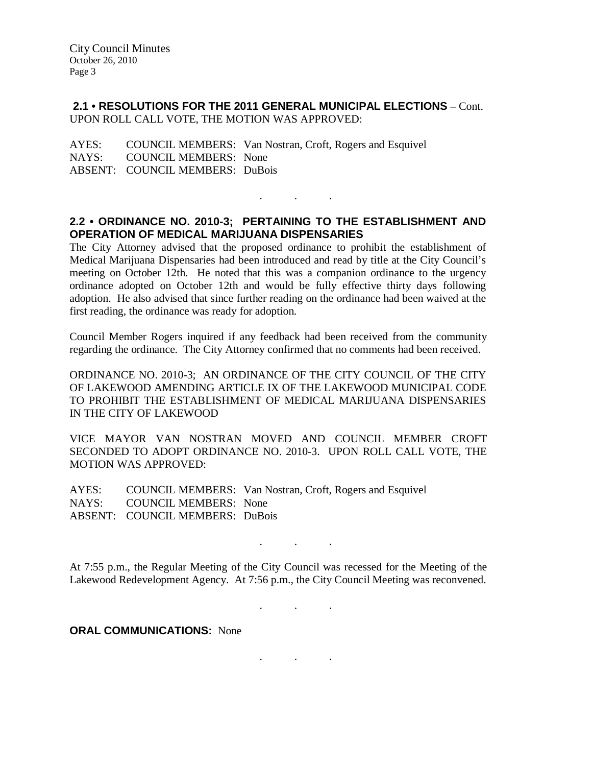**2.1 • RESOLUTIONS FOR THE 2011 GENERAL MUNICIPAL ELECTIONS** – Cont.
UPON ROLL CALL VOTE, THE MOTION WAS APPROVED:

AYES: COUNCIL MEMBERS: Van Nostran, Croft, Rogers and Esquivel
NAYS: COUNCIL MEMBERS: None
ABSENT: COUNCIL MEMBERS: DuBois

. . .

**2.2 • ORDINANCE NO. 2010-3; PERTAINING TO THE ESTABLISHMENT AND OPERATION OF MEDICAL MARIJUANA DISPENSARIES**

The City Attorney advised that the proposed ordinance to prohibit the establishment of Medical Marijuana Dispensaries had been introduced and read by title at the City Council's meeting on October 12th. He noted that this was a companion ordinance to the urgency ordinance adopted on October 12th and would be fully effective thirty days following adoption. He also advised that since further reading on the ordinance had been waived at the first reading, the ordinance was ready for adoption.

Council Member Rogers inquired if any feedback had been received from the community regarding the ordinance. The City Attorney confirmed that no comments had been received.

ORDINANCE NO. 2010-3; AN ORDINANCE OF THE CITY COUNCIL OF THE CITY OF LAKEWOOD AMENDING ARTICLE IX OF THE LAKEWOOD MUNICIPAL CODE TO PROHIBIT THE ESTABLISHMENT OF MEDICAL MARIJUANA DISPENSARIES IN THE CITY OF LAKEWOOD

VICE MAYOR VAN NOSTRAN MOVED AND COUNCIL MEMBER CROFT SECONDED TO ADOPT ORDINANCE NO. 2010-3. UPON ROLL CALL VOTE, THE MOTION WAS APPROVED:

AYES: COUNCIL MEMBERS: Van Nostran, Croft, Rogers and Esquivel
NAYS: COUNCIL MEMBERS: None
ABSENT: COUNCIL MEMBERS: DuBois

. . .

At 7:55 p.m., the Regular Meeting of the City Council was recessed for the Meeting of the Lakewood Redevelopment Agency. At 7:56 p.m., the City Council Meeting was reconvened.

. . .

**ORAL COMMUNICATIONS:** None

. . .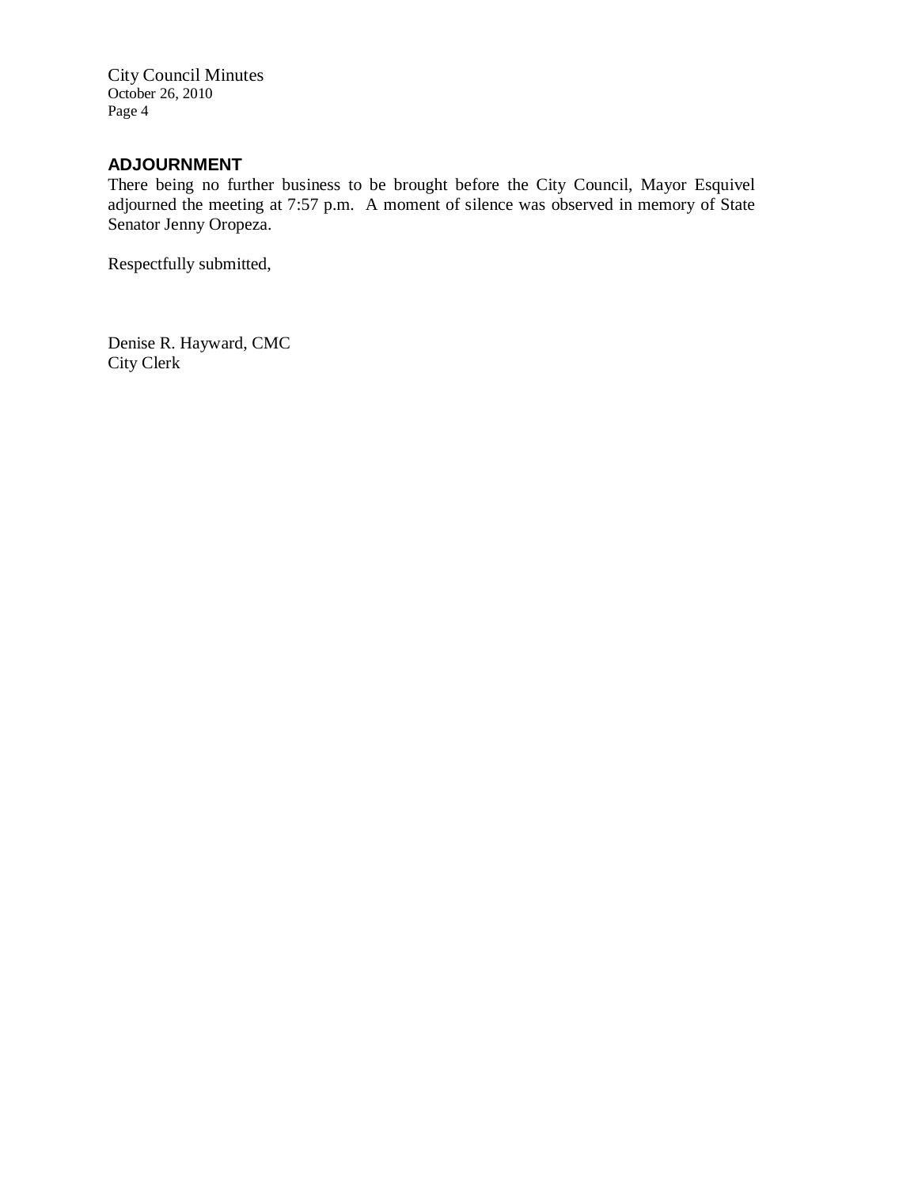## ADJOURNMENT

There being no further business to be brought before the City Council, Mayor Esquivel adjourned the meeting at 7:57 p.m. A moment of silence was observed in memory of State Senator Jenny Oropeza.

Respectfully submitted,

Denise R. Hayward, CMC
City Clerk